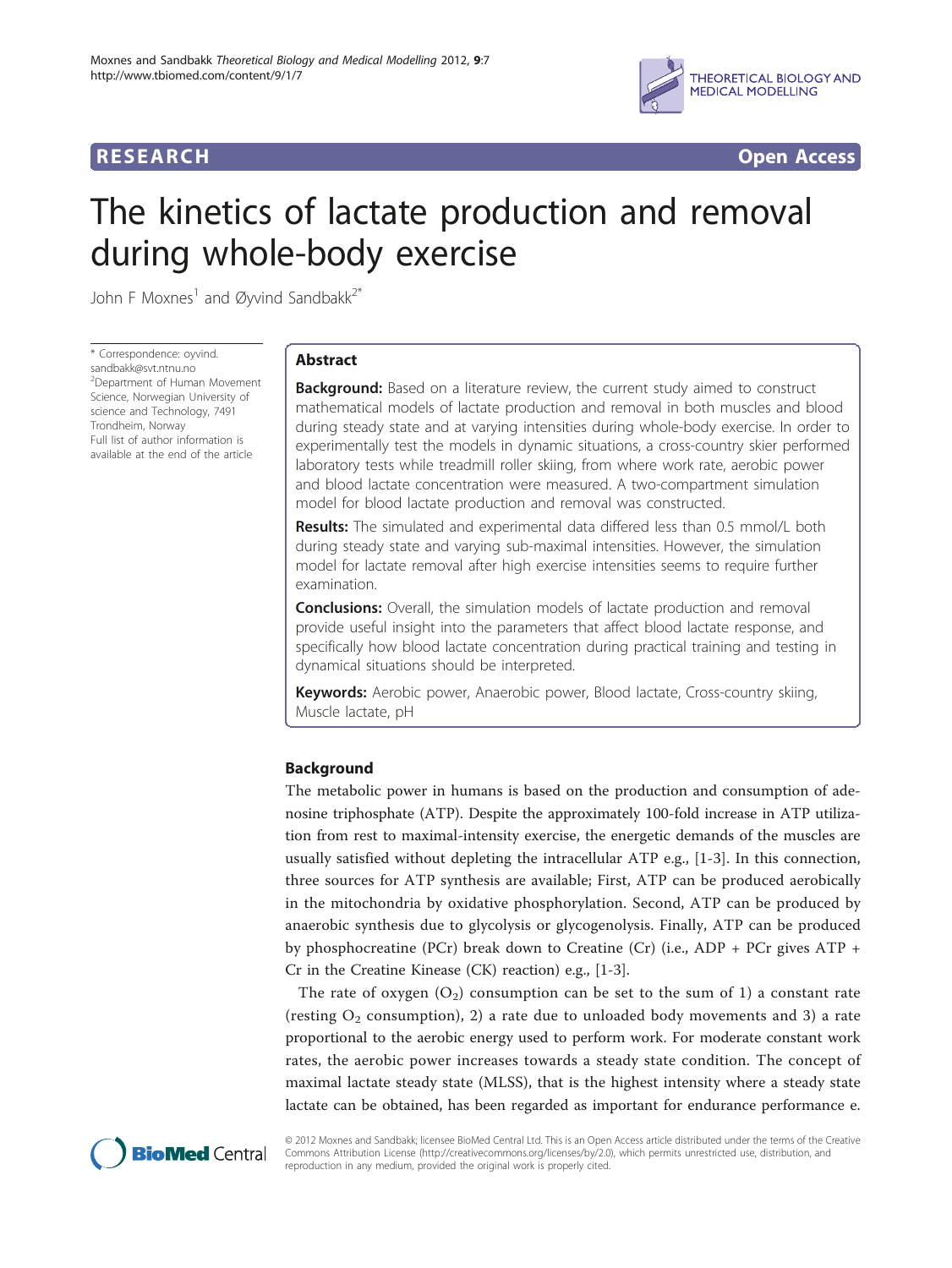RESEARCH Open Access

# The kinetics of lactate production and removal during whole-body exercise

John F Moxnes[1] and Øyvind Sandbakk[2*]

\* Correspondence: oyvind.sandbakk@svt.ntnu.no
[2]Department of Human Movement Science, Norwegian University of science and Technology, 7491 Trondheim, Norway
Full list of author information is available at the end of the article

## Abstract

**Background:** Based on a literature review, the current study aimed to construct mathematical models of lactate production and removal in both muscles and blood during steady state and at varying intensities during whole-body exercise. In order to experimentally test the models in dynamic situations, a cross-country skier performed laboratory tests while treadmill roller skiing, from where work rate, aerobic power and blood lactate concentration were measured. A two-compartment simulation model for blood lactate production and removal was constructed.

**Results:** The simulated and experimental data differed less than 0.5 mmol/L both during steady state and varying sub-maximal intensities. However, the simulation model for lactate removal after high exercise intensities seems to require further examination.

**Conclusions:** Overall, the simulation models of lactate production and removal provide useful insight into the parameters that affect blood lactate response, and specifically how blood lactate concentration during practical training and testing in dynamical situations should be interpreted.

**Keywords:** Aerobic power, Anaerobic power, Blood lactate, Cross-country skiing, Muscle lactate, pH

## Background

The metabolic power in humans is based on the production and consumption of adenosine triphosphate (ATP). Despite the approximately 100-fold increase in ATP utilization from rest to maximal-intensity exercise, the energetic demands of the muscles are usually satisfied without depleting the intracellular ATP e.g., [1-3]. In this connection, three sources for ATP synthesis are available; First, ATP can be produced aerobically in the mitochondria by oxidative phosphorylation. Second, ATP can be produced by anaerobic synthesis due to glycolysis or glycogenolysis. Finally, ATP can be produced by phosphocreatine (PCr) break down to Creatine (Cr) (i.e., ADP + PCr gives ATP + Cr in the Creatine Kinease (CK) reaction) e.g., [1-3].

The rate of oxygen ($O_2$) consumption can be set to the sum of 1) a constant rate (resting $O_2$ consumption), 2) a rate due to unloaded body movements and 3) a rate proportional to the aerobic energy used to perform work. For moderate constant work rates, the aerobic power increases towards a steady state condition. The concept of maximal lactate steady state (MLSS), that is the highest intensity where a steady state lactate can be obtained, has been regarded as important for endurance performance e.

© 2012 Moxnes and Sandbakk; licensee BioMed Central Ltd. This is an Open Access article distributed under the terms of the Creative Commons Attribution License (http://creativecommons.org/licenses/by/2.0), which permits unrestricted use, distribution, and reproduction in any medium, provided the original work is properly cited.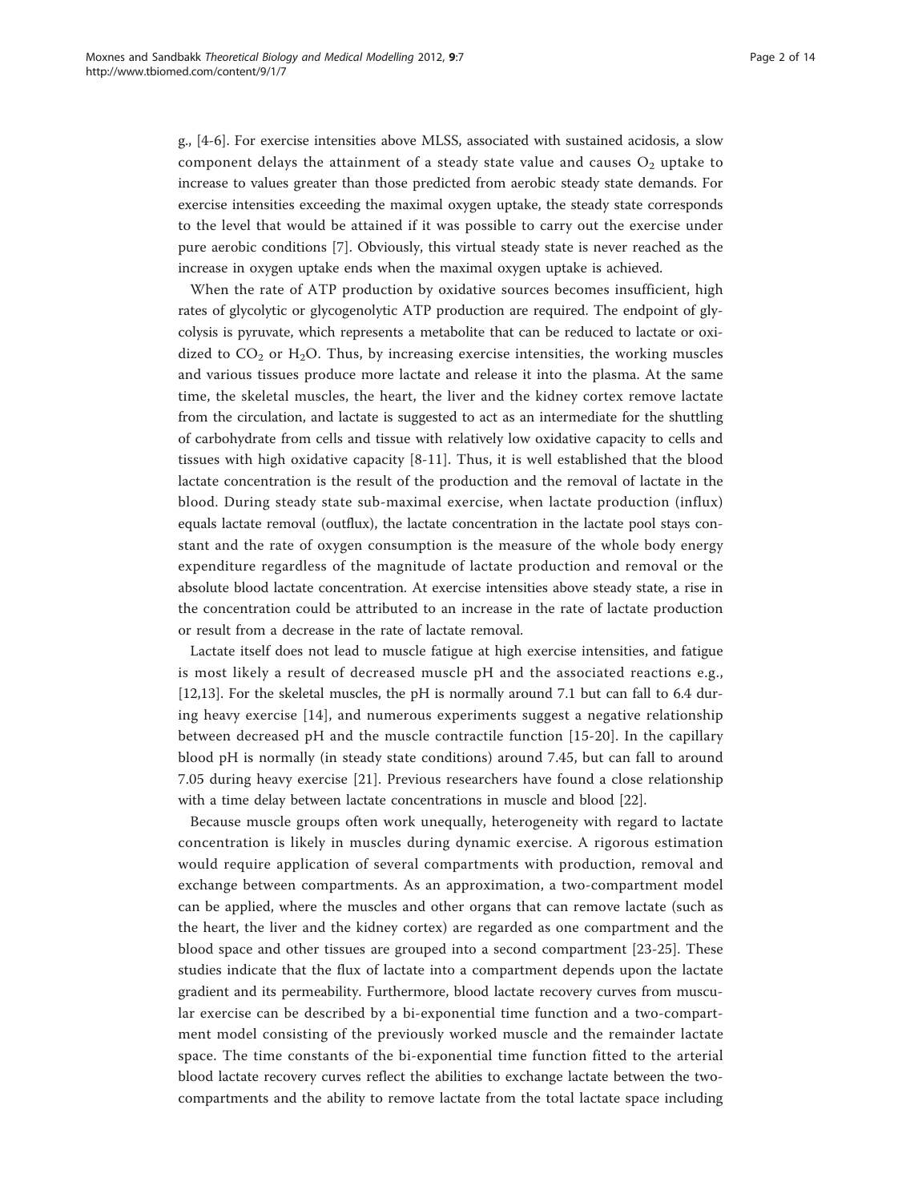g., [4-6]. For exercise intensities above MLSS, associated with sustained acidosis, a slow component delays the attainment of a steady state value and causes $O_2$ uptake to increase to values greater than those predicted from aerobic steady state demands. For exercise intensities exceeding the maximal oxygen uptake, the steady state corresponds to the level that would be attained if it was possible to carry out the exercise under pure aerobic conditions [7]. Obviously, this virtual steady state is never reached as the increase in oxygen uptake ends when the maximal oxygen uptake is achieved.

When the rate of ATP production by oxidative sources becomes insufficient, high rates of glycolytic or glycogenolytic ATP production are required. The endpoint of glycolysis is pyruvate, which represents a metabolite that can be reduced to lactate or oxidized to $CO_2$ or $H_2O$. Thus, by increasing exercise intensities, the working muscles and various tissues produce more lactate and release it into the plasma. At the same time, the skeletal muscles, the heart, the liver and the kidney cortex remove lactate from the circulation, and lactate is suggested to act as an intermediate for the shuttling of carbohydrate from cells and tissue with relatively low oxidative capacity to cells and tissues with high oxidative capacity [8-11]. Thus, it is well established that the blood lactate concentration is the result of the production and the removal of lactate in the blood. During steady state sub-maximal exercise, when lactate production (influx) equals lactate removal (outflux), the lactate concentration in the lactate pool stays constant and the rate of oxygen consumption is the measure of the whole body energy expenditure regardless of the magnitude of lactate production and removal or the absolute blood lactate concentration. At exercise intensities above steady state, a rise in the concentration could be attributed to an increase in the rate of lactate production or result from a decrease in the rate of lactate removal.

Lactate itself does not lead to muscle fatigue at high exercise intensities, and fatigue is most likely a result of decreased muscle pH and the associated reactions e.g., [12,13]. For the skeletal muscles, the pH is normally around 7.1 but can fall to 6.4 during heavy exercise [14], and numerous experiments suggest a negative relationship between decreased pH and the muscle contractile function [15-20]. In the capillary blood pH is normally (in steady state conditions) around 7.45, but can fall to around 7.05 during heavy exercise [21]. Previous researchers have found a close relationship with a time delay between lactate concentrations in muscle and blood [22].

Because muscle groups often work unequally, heterogeneity with regard to lactate concentration is likely in muscles during dynamic exercise. A rigorous estimation would require application of several compartments with production, removal and exchange between compartments. As an approximation, a two-compartment model can be applied, where the muscles and other organs that can remove lactate (such as the heart, the liver and the kidney cortex) are regarded as one compartment and the blood space and other tissues are grouped into a second compartment [23-25]. These studies indicate that the flux of lactate into a compartment depends upon the lactate gradient and its permeability. Furthermore, blood lactate recovery curves from muscular exercise can be described by a bi-exponential time function and a two-compartment model consisting of the previously worked muscle and the remainder lactate space. The time constants of the bi-exponential time function fitted to the arterial blood lactate recovery curves reflect the abilities to exchange lactate between the two-compartments and the ability to remove lactate from the total lactate space including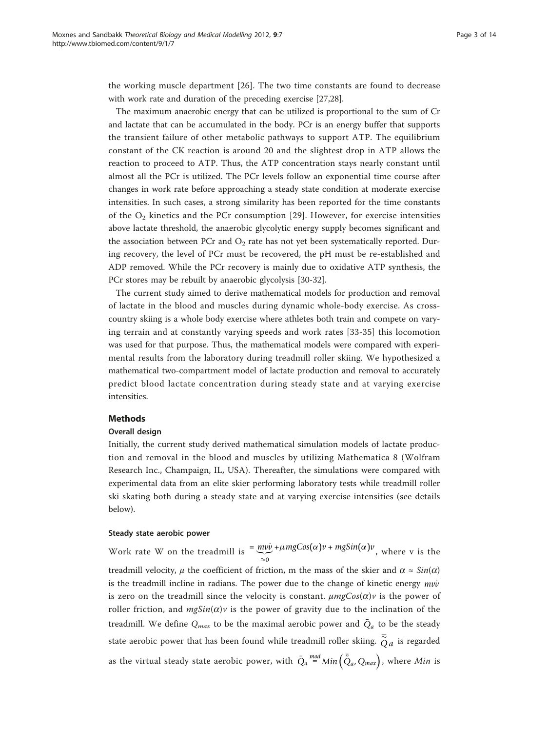the working muscle department [26]. The two time constants are found to decrease with work rate and duration of the preceding exercise [27,28].

The maximum anaerobic energy that can be utilized is proportional to the sum of Cr and lactate that can be accumulated in the body. PCr is an energy buffer that supports the transient failure of other metabolic pathways to support ATP. The equilibrium constant of the CK reaction is around 20 and the slightest drop in ATP allows the reaction to proceed to ATP. Thus, the ATP concentration stays nearly constant until almost all the PCr is utilized. The PCr levels follow an exponential time course after changes in work rate before approaching a steady state condition at moderate exercise intensities. In such cases, a strong similarity has been reported for the time constants of the $O_2$ kinetics and the PCr consumption [29]. However, for exercise intensities above lactate threshold, the anaerobic glycolytic energy supply becomes significant and the association between PCr and $O_2$ rate has not yet been systematically reported. During recovery, the level of PCr must be recovered, the pH must be re-established and ADP removed. While the PCr recovery is mainly due to oxidative ATP synthesis, the PCr stores may be rebuilt by anaerobic glycolysis [30-32].

The current study aimed to derive mathematical models for production and removal of lactate in the blood and muscles during dynamic whole-body exercise. As cross-country skiing is a whole body exercise where athletes both train and compete on varying terrain and at constantly varying speeds and work rates [33-35] this locomotion was used for that purpose. Thus, the mathematical models were compared with experimental results from the laboratory during treadmill roller skiing. We hypothesized a mathematical two-compartment model of lactate production and removal to accurately predict blood lactate concentration during steady state and at varying exercise intensities.

## Methods

### Overall design

Initially, the current study derived mathematical simulation models of lactate production and removal in the blood and muscles by utilizing Mathematica 8 (Wolfram Research Inc., Champaign, IL, USA). Thereafter, the simulations were compared with experimental data from an elite skier performing laboratory tests while treadmill roller ski skating both during a steady state and at varying exercise intensities (see details below).

#### Steady state aerobic power

Work rate W on the treadmill is $= \underbrace{mv\dot{v}}_{\approx 0} + \mu mgCos(\alpha)v + mgSin(\alpha)v$, where v is the treadmill velocity, $\mu$ the coefficient of friction, m the mass of the skier and $\alpha \approx Sin(\alpha)$ is the treadmill incline in radians. The power due to the change of kinetic energy $mv\dot{v}$ is zero on the treadmill since the velocity is constant. $\mu mgCos(\alpha)v$ is the power of roller friction, and $mgSin(\alpha)v$ is the power of gravity due to the inclination of the treadmill. We define $Q_{max}$ to be the maximal aerobic power and $\bar{Q}_a$ to be the steady state aerobic power that has been found while treadmill roller skiing. $\tilde{\bar{Q}}_a$ is regarded as the virtual steady state aerobic power, with $\bar{Q}_a \overset{mod}{=} Min\left(\bar{\bar{Q}}_a, Q_{max}\right)$, where $Min$ is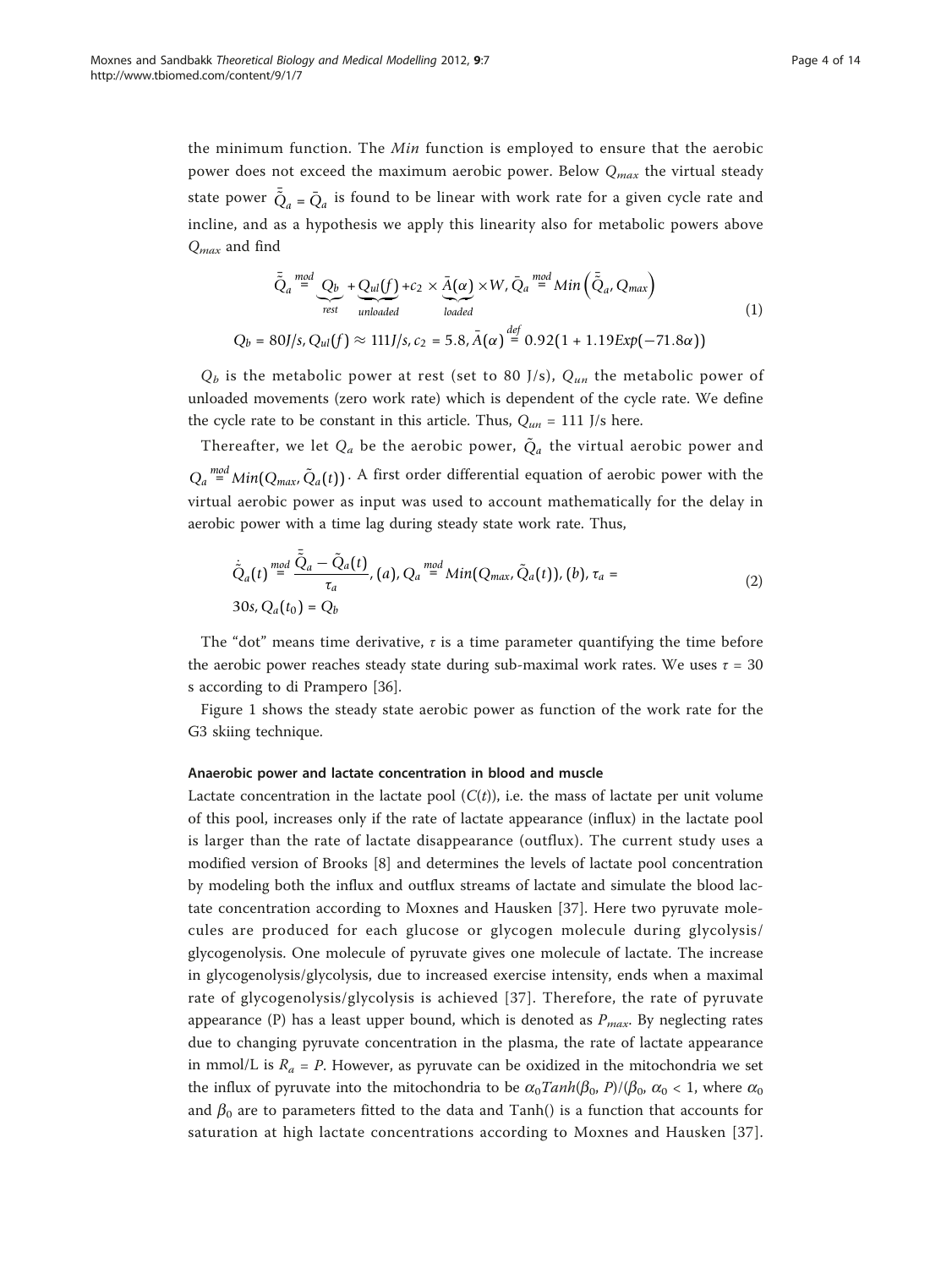the minimum function. The *Min* function is employed to ensure that the aerobic power does not exceed the maximum aerobic power. Below $Q_{max}$ the virtual steady state power $\bar{\tilde{Q}}_a = \bar{Q}_a$ is found to be linear with work rate for a given cycle rate and incline, and as a hypothesis we apply this linearity also for metabolic powers above $Q_{max}$ and find

$$\bar{\tilde{Q}}_a \overset{mod}{=} \underbrace{Q_b}_{rest} + \underbrace{Q_{ul}(f)}_{unloaded} + c_2 \times \underbrace{\bar{A}(\alpha)}_{loaded} \times W, \bar{Q}_a \overset{mod}{=} Min\left(\bar{\tilde{Q}}_a, Q_{max}\right)$$
$$Q_b = 80 J/s, Q_{ul}(f) \approx 111 J/s, c_2 = 5.8, \bar{A}(\alpha) \overset{def}{=} 0.92(1 + 1.19 Exp(-71.8\alpha)) \tag{1}$$

$Q_b$ is the metabolic power at rest (set to 80 J/s), $Q_{un}$ the metabolic power of unloaded movements (zero work rate) which is dependent of the cycle rate. We define the cycle rate to be constant in this article. Thus, $Q_{un}$ = 111 J/s here.

Thereafter, we let $Q_a$ be the aerobic power, $\tilde{Q}_a$ the virtual aerobic power and $Q_a \overset{mod}{=} Min(Q_{max}, \tilde{Q}_a(t))$. A first order differential equation of aerobic power with the virtual aerobic power as input was used to account mathematically for the delay in aerobic power with a time lag during steady state work rate. Thus,

$$\dot{\tilde{Q}}_a(t) \overset{mod}{=} \frac{\bar{\tilde{Q}}_a - \tilde{Q}_a(t)}{\tau_a}, (a), Q_a \overset{mod}{=} Min(Q_{max}, \tilde{Q}_a(t)), (b), \tau_a =$$
$$30s, Q_a(t_0) = Q_b \tag{2}$$

The "dot" means time derivative, $\tau$ is a time parameter quantifying the time before the aerobic power reaches steady state during sub-maximal work rates. We uses $\tau$ = 30 s according to di Prampero [36].

Figure 1 shows the steady state aerobic power as function of the work rate for the G3 skiing technique.

#### Anaerobic power and lactate concentration in blood and muscle

Lactate concentration in the lactate pool ($C(t)$), i.e. the mass of lactate per unit volume of this pool, increases only if the rate of lactate appearance (influx) in the lactate pool is larger than the rate of lactate disappearance (outflux). The current study uses a modified version of Brooks [8] and determines the levels of lactate pool concentration by modeling both the influx and outflux streams of lactate and simulate the blood lactate concentration according to Moxnes and Hausken [37]. Here two pyruvate molecules are produced for each glucose or glycogen molecule during glycolysis/glycogenolysis. One molecule of pyruvate gives one molecule of lactate. The increase in glycogenolysis/glycolysis, due to increased exercise intensity, ends when a maximal rate of glycogenolysis/glycolysis is achieved [37]. Therefore, the rate of pyruvate appearance (P) has a least upper bound, which is denoted as $P_{max}$. By neglecting rates due to changing pyruvate concentration in the plasma, the rate of lactate appearance in mmol/L is $R_a = P$. However, as pyruvate can be oxidized in the mitochondria we set the influx of pyruvate into the mitochondria to be $\alpha_0 Tanh(\beta_0, P)/(\beta_0, \alpha_0 < 1$, where $\alpha_0$ and $\beta_0$ are to parameters fitted to the data and Tanh() is a function that accounts for saturation at high lactate concentrations according to Moxnes and Hausken [37].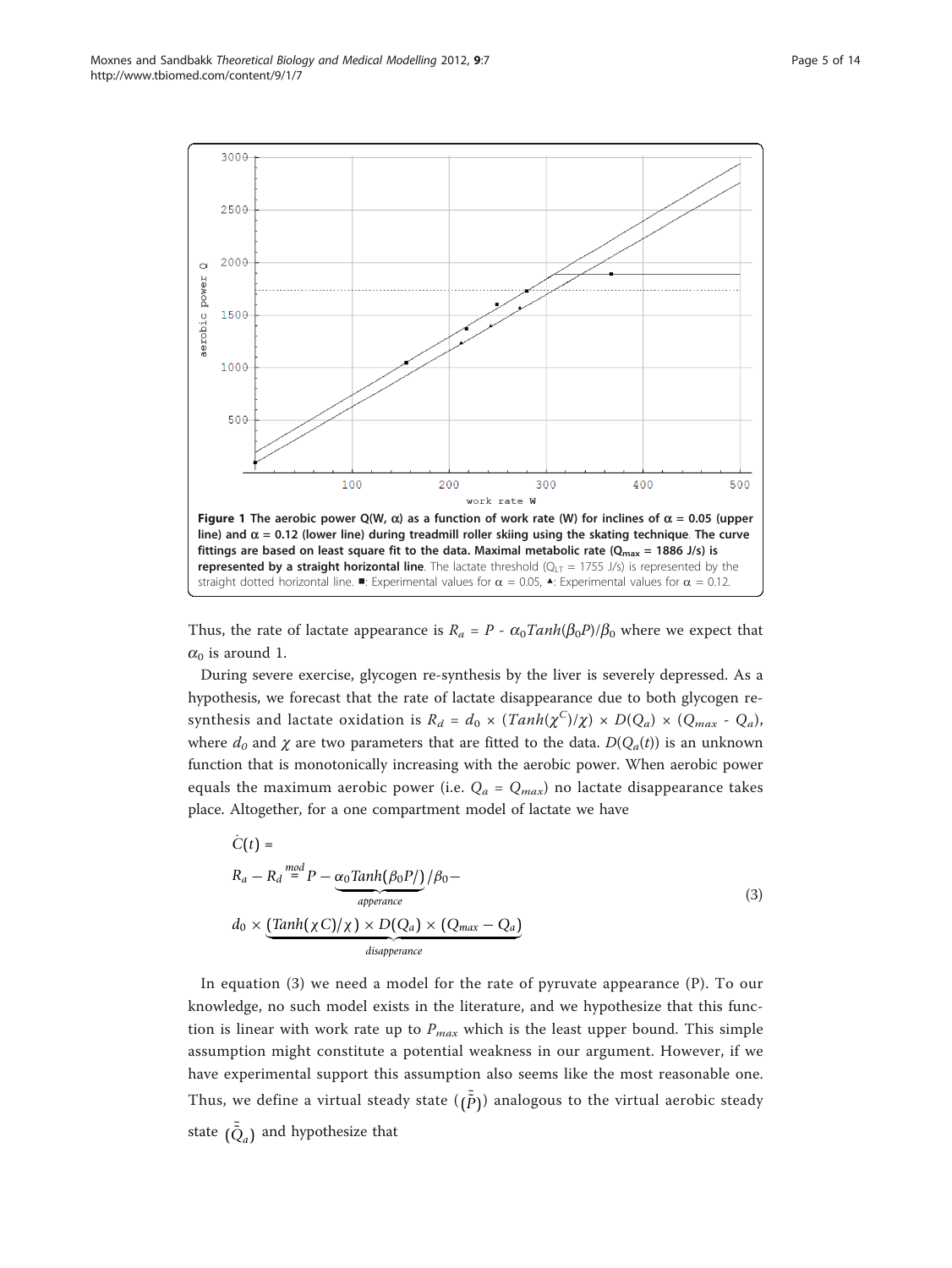**Figure 1 The aerobic power Q(W, α) as a function of work rate (W) for inclines of α = 0.05 (upper line) and α = 0.12 (lower line) during treadmill roller skiing using the skating technique. The curve fittings are based on least square fit to the data. Maximal metabolic rate ($Q_{max}$ = 1886 J/s) is represented by a straight horizontal line**. The lactate threshold ($Q_{LT}$ = 1755 J/s) is represented by the straight dotted horizontal line. ■: Experimental values for α = 0.05, ▲: Experimental values for α = 0.12.

Thus, the rate of lactate appearance is $R_a = P - \alpha_0 Tanh(\beta_0 P)/\beta_0$ where we expect that $\alpha_0$ is around 1.

During severe exercise, glycogen re-synthesis by the liver is severely depressed. As a hypothesis, we forecast that the rate of lactate disappearance due to both glycogen re-synthesis and lactate oxidation is $R_d = d_0 \times (Tanh(\chi^C)/\chi) \times D(Q_a) \times (Q_{max} - Q_a)$, where $d_0$ and $\chi$ are two parameters that are fitted to the data. $D(Q_a(t))$ is an unknown function that is monotonically increasing with the aerobic power. When aerobic power equals the maximum aerobic power (i.e. $Q_a = Q_{max}$) no lactate disappearance takes place. Altogether, for a one compartment model of lactate we have

$$
\begin{aligned}
&\dot{C}(t) = \\
&R_a - R_d \overset{mod}{=} P - \underbrace{\alpha_0 Tanh(\beta_0 P/)}_{apperance} / \beta_0 - \\
&d_0 \times \underbrace{(Tanh(\chi C)/\chi) \times D(Q_a) \times (Q_{max} - Q_a)}_{disapperance}
\end{aligned}
\tag{3}
$$

In equation (3) we need a model for the rate of pyruvate appearance (P). To our knowledge, no such model exists in the literature, and we hypothesize that this function is linear with work rate up to $P_{max}$ which is the least upper bound. This simple assumption might constitute a potential weakness in our argument. However, if we have experimental support this assumption also seems like the most reasonable one. Thus, we define a virtual steady state $(\bar{\tilde{P}})$ analogous to the virtual aerobic steady state $(\bar{\tilde{Q}}_a)$ and hypothesize that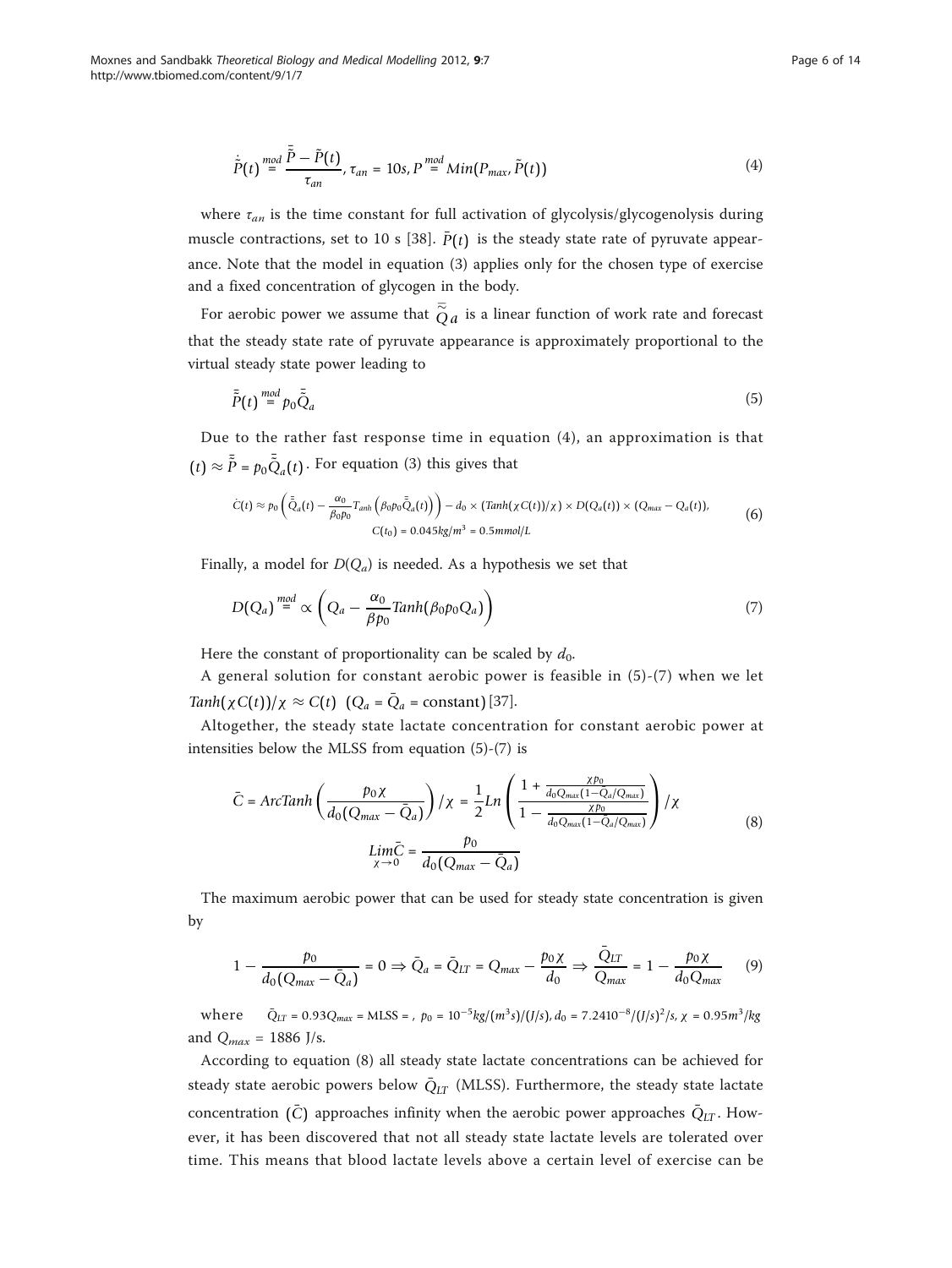$$\dot{\tilde{P}}(t) \overset{mod}{=} \frac{\bar{\tilde{P}} - \tilde{P}(t)}{\tau_{an}}, \tau_{an} = 10s, P \overset{mod}{=} Min(P_{max}, \tilde{P}(t)) \tag{4}$$

where $\tau_{an}$ is the time constant for full activation of glycolysis/glycogenolysis during muscle contractions, set to 10 s [38]. $\bar{P}(t)$ is the steady state rate of pyruvate appearance. Note that the model in equation (3) applies only for the chosen type of exercise and a fixed concentration of glycogen in the body.

For aerobic power we assume that $\bar{\tilde{Q}}a$ is a linear function of work rate and forecast that the steady state rate of pyruvate appearance is approximately proportional to the virtual steady state power leading to

$$\bar{\tilde{P}}(t) \overset{mod}{=} p_0 \bar{\tilde{Q}}_a \tag{5}$$

Due to the rather fast response time in equation (4), an approximation is that $(t) \approx \bar{\tilde{P}} = p_0 \bar{\tilde{Q}}_a(t)$. For equation (3) this gives that

$$\dot{C}(t) \approx p_0 \left( \bar{\tilde{Q}}_a(t) - \frac{\alpha_0}{\beta_0 p_0} T_{anh}\left(\beta_0 p_0 \bar{\tilde{Q}}_a(t)\right) \right) - d_0 \times (Tanh(\chi C(t))/\chi) \times D(Q_a(t)) \times (Q_{max} - Q_a(t)),$$
$$C(t_0) = 0.045 kg/m^3 = 0.5 mmol/L \tag{6}$$

Finally, a model for $D(Q_a)$ is needed. As a hypothesis we set that

$$D(Q_a) \overset{mod}{=} \propto \left( Q_a - \frac{\alpha_0}{\beta p_0} Tanh(\beta_0 p_0 Q_a) \right) \tag{7}$$

Here the constant of proportionality can be scaled by $d_0$.

A general solution for constant aerobic power is feasible in (5)-(7) when we let $Tanh(\chi C(t))/\chi \approx C(t) \;\; (Q_a = \bar{Q}_a = \text{constant})$ [37].

Altogether, the steady state lactate concentration for constant aerobic power at intensities below the MLSS from equation (5)-(7) is

$$\bar{C} = ArcTanh\left(\frac{p_0 \chi}{d_0(Q_{max} - \bar{Q}_a)}\right)/\chi = \frac{1}{2} Ln \left( \frac{1 + \frac{\chi p_0}{d_0 Q_{max}(1 - \bar{Q}_a/Q_{max})}}{1 - \frac{\chi p_0}{d_0 Q_{max}(1 - \bar{Q}_a/Q_{max})}} \right)/\chi$$
$$\underset{\chi \to 0}{Lim} \bar{C} = \frac{p_0}{d_0(Q_{max} - \bar{Q}_a)} \tag{8}$$

The maximum aerobic power that can be used for steady state concentration is given by

$$1 - \frac{p_0}{d_0(Q_{max} - \bar{Q}_a)} = 0 \Rightarrow \bar{Q}_a = \bar{Q}_{LT} = Q_{max} - \frac{p_0 \chi}{d_0} \Rightarrow \frac{\bar{Q}_{LT}}{Q_{max}} = 1 - \frac{p_0 \chi}{d_0 Q_{max}} \tag{9}$$

where $\bar{Q}_{LT} = 0.93 Q_{max} = \text{MLSS} =$ , $p_0 = 10^{-5} kg/(m^3 s)/(J/s)$, $d_0 = 7.2410^{-8}/(J/s)^2/s$, $\chi = 0.95 m^3/kg$ and $Q_{max} = 1886$ J/s.

According to equation (8) all steady state lactate concentrations can be achieved for steady state aerobic powers below $\bar{Q}_{LT}$ (MLSS). Furthermore, the steady state lactate concentration $(\bar{C})$ approaches infinity when the aerobic power approaches $\bar{Q}_{LT}$. However, it has been discovered that not all steady state lactate levels are tolerated over time. This means that blood lactate levels above a certain level of exercise can be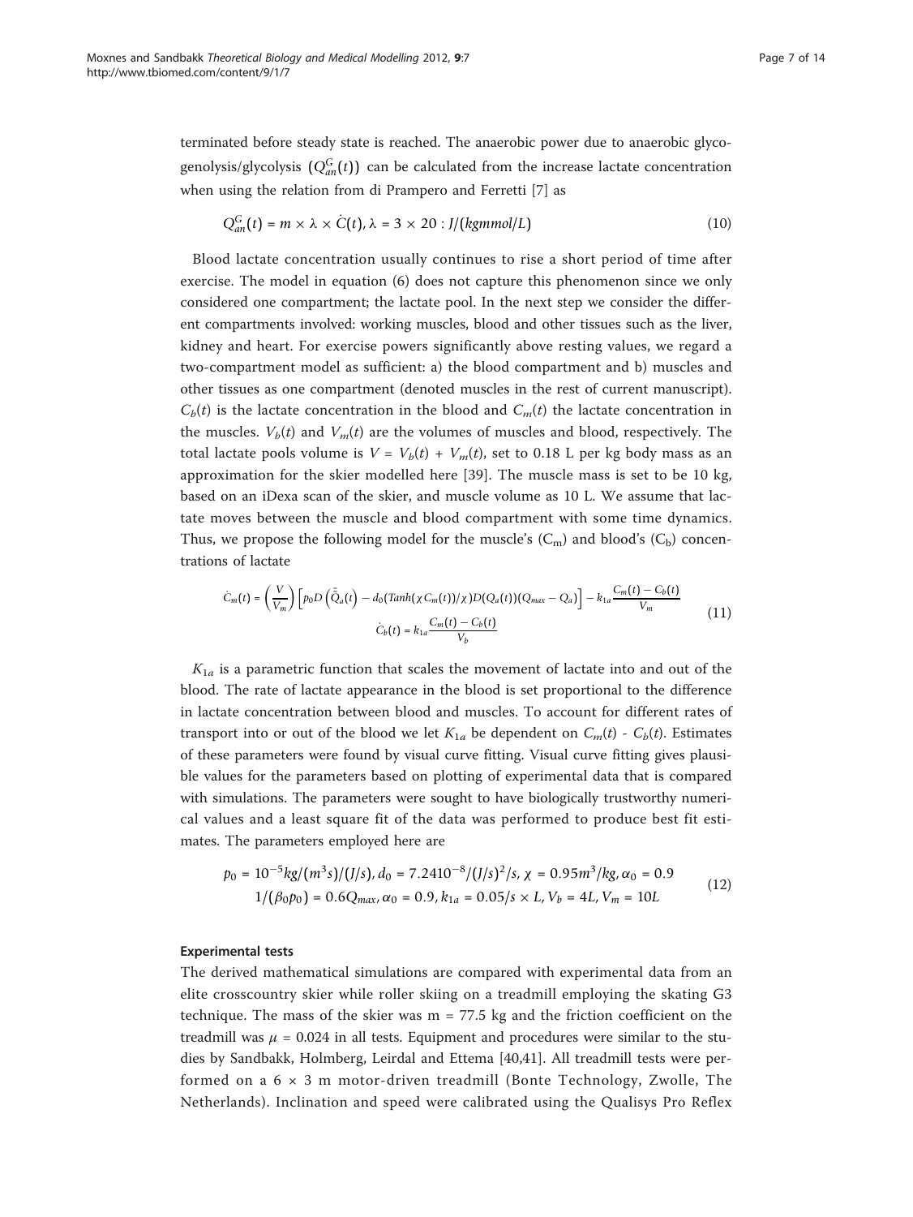terminated before steady state is reached. The anaerobic power due to anaerobic glycogenolysis/glycolysis $(Q_{an}^{G}(t))$ can be calculated from the increase lactate concentration when using the relation from di Prampero and Ferretti [7] as

$$Q_{an}^{G}(t) = m \times \lambda \times \dot{C}(t), \lambda = 3 \times 20 : J/(kgmmol/L) \tag{10}$$

Blood lactate concentration usually continues to rise a short period of time after exercise. The model in equation (6) does not capture this phenomenon since we only considered one compartment; the lactate pool. In the next step we consider the different compartments involved: working muscles, blood and other tissues such as the liver, kidney and heart. For exercise powers significantly above resting values, we regard a two-compartment model as sufficient: a) the blood compartment and b) muscles and other tissues as one compartment (denoted muscles in the rest of current manuscript). $C_b(t)$ is the lactate concentration in the blood and $C_m(t)$ the lactate concentration in the muscles. $V_b(t)$ and $V_m(t)$ are the volumes of muscles and blood, respectively. The total lactate pools volume is $V = V_b(t) + V_m(t)$, set to 0.18 L per kg body mass as an approximation for the skier modelled here [39]. The muscle mass is set to be 10 kg, based on an iDexa scan of the skier, and muscle volume as 10 L. We assume that lactate moves between the muscle and blood compartment with some time dynamics. Thus, we propose the following model for the muscle's ($C_m$) and blood's ($C_b$) concentrations of lactate

$$\begin{aligned} \dot{C}_m(t) &= \left(\frac{V}{V_m}\right)\left[p_0 D\left(\bar{\tilde{Q}}_a(t)\right) - d_0(Tanh(\chi C_m(t))/\chi) D(Q_a(t))(Q_{max} - Q_a)\right] - k_{1a}\frac{C_m(t) - C_b(t)}{V_m} \\ \dot{C}_b(t) &= k_{1a}\frac{C_m(t) - C_b(t)}{V_b} \end{aligned} \tag{11}$$

$K_{1a}$ is a parametric function that scales the movement of lactate into and out of the blood. The rate of lactate appearance in the blood is set proportional to the difference in lactate concentration between blood and muscles. To account for different rates of transport into or out of the blood we let $K_{1a}$ be dependent on $C_m(t)$ - $C_b(t)$. Estimates of these parameters were found by visual curve fitting. Visual curve fitting gives plausible values for the parameters based on plotting of experimental data that is compared with simulations. The parameters were sought to have biologically trustworthy numerical values and a least square fit of the data was performed to produce best fit estimates. The parameters employed here are

$$\begin{aligned} p_0 &= 10^{-5} kg/(m^3 s)/(J/s), d_0 = 7.2410^{-8}/(J/s)^2/s, \chi = 0.95 m^3/kg, \alpha_0 = 0.9 \\ 1/(\beta_0 p_0) &= 0.6 Q_{max}, \alpha_0 = 0.9, k_{1a} = 0.05/s \times L, V_b = 4L, V_m = 10L \end{aligned} \tag{12}$$

### Experimental tests

The derived mathematical simulations are compared with experimental data from an elite crosscountry skier while roller skiing on a treadmill employing the skating G3 technique. The mass of the skier was m = 77.5 kg and the friction coefficient on the treadmill was $\mu = 0.024$ in all tests. Equipment and procedures were similar to the studies by Sandbakk, Holmberg, Leirdal and Ettema [40,41]. All treadmill tests were performed on a 6 × 3 m motor-driven treadmill (Bonte Technology, Zwolle, The Netherlands). Inclination and speed were calibrated using the Qualisys Pro Reflex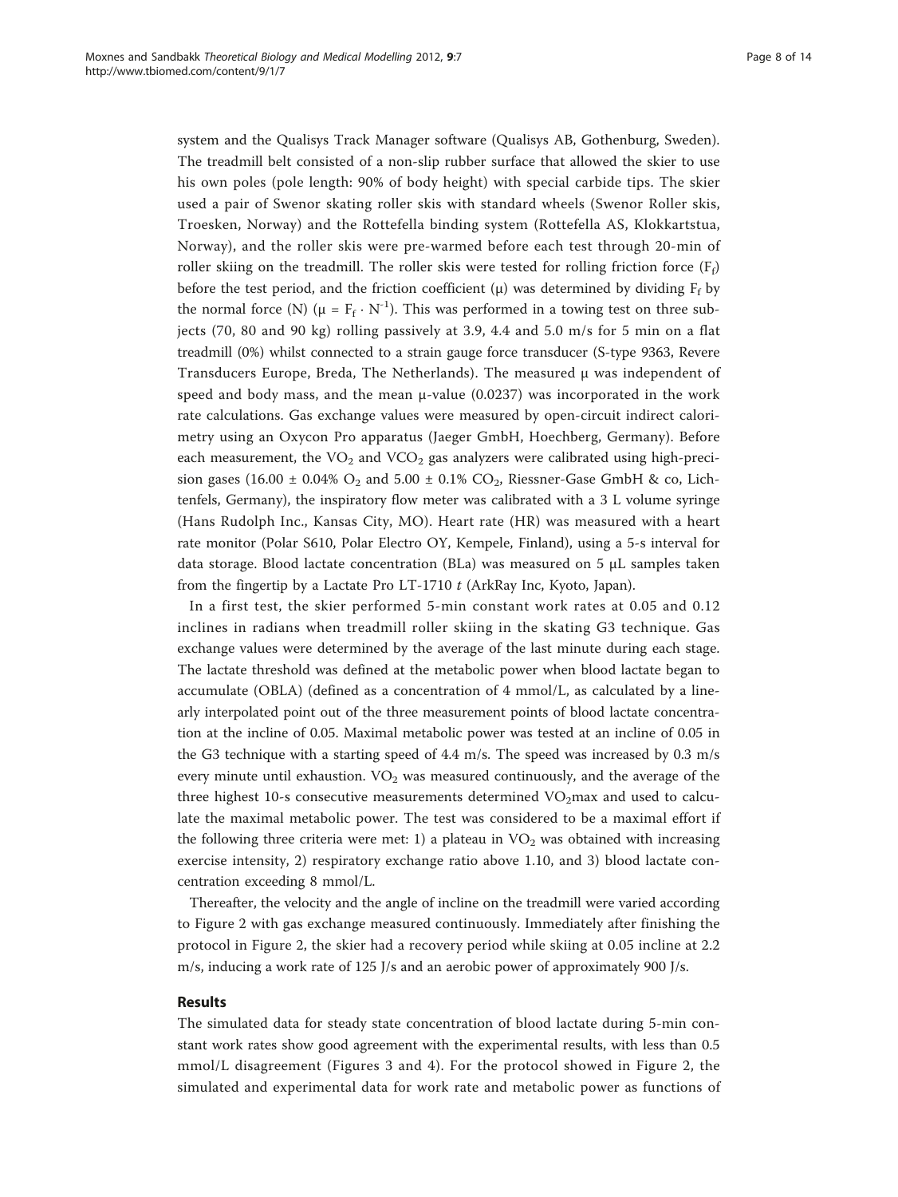system and the Qualisys Track Manager software (Qualisys AB, Gothenburg, Sweden). The treadmill belt consisted of a non-slip rubber surface that allowed the skier to use his own poles (pole length: 90% of body height) with special carbide tips. The skier used a pair of Swenor skating roller skis with standard wheels (Swenor Roller skis, Troesken, Norway) and the Rottefella binding system (Rottefella AS, Klokkartstua, Norway), and the roller skis were pre-warmed before each test through 20-min of roller skiing on the treadmill. The roller skis were tested for rolling friction force ($F_f$) before the test period, and the friction coefficient ($\mu$) was determined by dividing $F_f$ by the normal force (N) ($\mu = F_f \cdot N^{-1}$). This was performed in a towing test on three subjects (70, 80 and 90 kg) rolling passively at 3.9, 4.4 and 5.0 m/s for 5 min on a flat treadmill (0%) whilst connected to a strain gauge force transducer (S-type 9363, Revere Transducers Europe, Breda, The Netherlands). The measured $\mu$ was independent of speed and body mass, and the mean $\mu$-value (0.0237) was incorporated in the work rate calculations. Gas exchange values were measured by open-circuit indirect calorimetry using an Oxycon Pro apparatus (Jaeger GmbH, Hoechberg, Germany). Before each measurement, the $VO_2$ and $VCO_2$ gas analyzers were calibrated using high-precision gases (16.00 ± 0.04% $O_2$ and 5.00 ± 0.1% $CO_2$, Riessner-Gase GmbH & co, Lichtenfels, Germany), the inspiratory flow meter was calibrated with a 3 L volume syringe (Hans Rudolph Inc., Kansas City, MO). Heart rate (HR) was measured with a heart rate monitor (Polar S610, Polar Electro OY, Kempele, Finland), using a 5-s interval for data storage. Blood lactate concentration (BLa) was measured on 5 μL samples taken from the fingertip by a Lactate Pro LT-1710 *t* (ArkRay Inc, Kyoto, Japan).

In a first test, the skier performed 5-min constant work rates at 0.05 and 0.12 inclines in radians when treadmill roller skiing in the skating G3 technique. Gas exchange values were determined by the average of the last minute during each stage. The lactate threshold was defined at the metabolic power when blood lactate began to accumulate (OBLA) (defined as a concentration of 4 mmol/L, as calculated by a linearly interpolated point out of the three measurement points of blood lactate concentration at the incline of 0.05. Maximal metabolic power was tested at an incline of 0.05 in the G3 technique with a starting speed of 4.4 m/s. The speed was increased by 0.3 m/s every minute until exhaustion. $VO_2$ was measured continuously, and the average of the three highest 10-s consecutive measurements determined $VO_2$max and used to calculate the maximal metabolic power. The test was considered to be a maximal effort if the following three criteria were met: 1) a plateau in $VO_2$ was obtained with increasing exercise intensity, 2) respiratory exchange ratio above 1.10, and 3) blood lactate concentration exceeding 8 mmol/L.

Thereafter, the velocity and the angle of incline on the treadmill were varied according to Figure 2 with gas exchange measured continuously. Immediately after finishing the protocol in Figure 2, the skier had a recovery period while skiing at 0.05 incline at 2.2 m/s, inducing a work rate of 125 J/s and an aerobic power of approximately 900 J/s.

## Results

The simulated data for steady state concentration of blood lactate during 5-min constant work rates show good agreement with the experimental results, with less than 0.5 mmol/L disagreement (Figures 3 and 4). For the protocol showed in Figure 2, the simulated and experimental data for work rate and metabolic power as functions of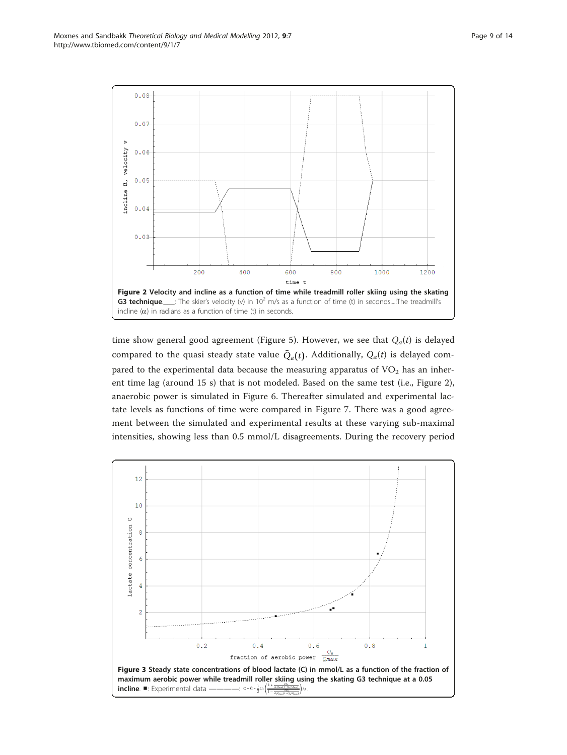**Figure 2 Velocity and incline as a function of time while treadmill roller skiing using the skating G3 technique.** ___: The skier's velocity (v) in $10^2$ m/s as a function of time (t) in seconds....:The treadmill's incline ($\alpha$) in radians as a function of time (t) in seconds.

time show general good agreement (Figure 5). However, we see that $Q_a(t)$ is delayed compared to the quasi steady state value $\bar{Q}_a(t)$. Additionally, $Q_a(t)$ is delayed compared to the experimental data because the measuring apparatus of $VO_2$ has an inherent time lag (around 15 s) that is not modeled. Based on the same test (i.e., Figure 2), anaerobic power is simulated in Figure 6. Thereafter simulated and experimental lactate levels as functions of time were compared in Figure 7. There was a good agreement between the simulated and experimental results at these varying sub-maximal intensities, showing less than 0.5 mmol/L disagreements. During the recovery period

**Figure 3 Steady state concentrations of blood lactate (C) in mmol/L as a function of the fraction of maximum aerobic power while treadmill roller skiing using the skating G3 technique at a 0.05 incline.** ■: Experimental data ————: $C = C_0 \frac{1}{2}\ln\left(\frac{1+\frac{\ldots}{\ldots(1-Q_a/Q_{max})}}{1-\frac{\ldots}{\ldots(1-Q_a/Q_{max})}}\right)/\chi$.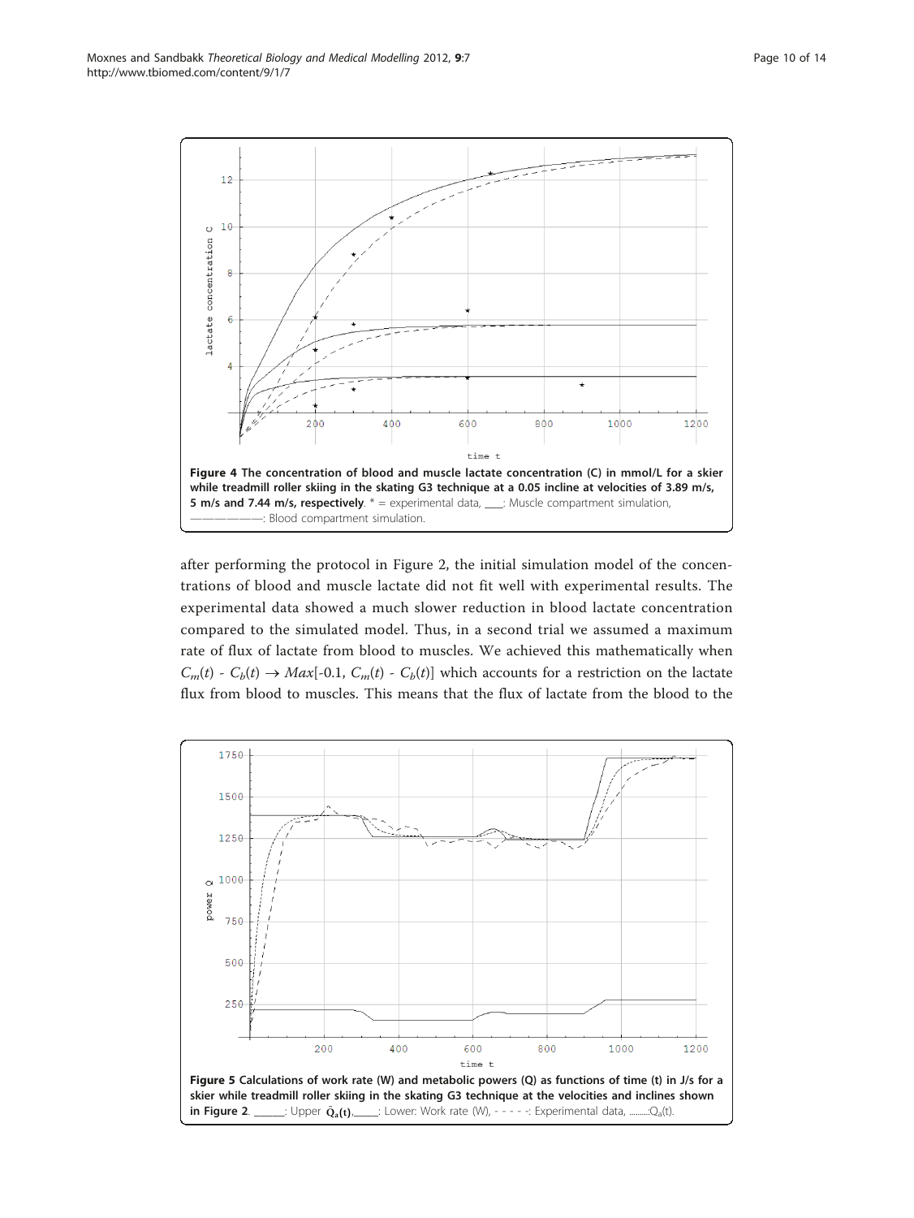**Figure 4 The concentration of blood and muscle lactate concentration (C) in mmol/L for a skier while treadmill roller skiing in the skating G3 technique at a 0.05 incline at velocities of 3.89 m/s, 5 m/s and 7.44 m/s, respectively**. * = experimental data, ___: Muscle compartment simulation, ————————: Blood compartment simulation.

after performing the protocol in Figure 2, the initial simulation model of the concentrations of blood and muscle lactate did not fit well with experimental results. The experimental data showed a much slower reduction in blood lactate concentration compared to the simulated model. Thus, in a second trial we assumed a maximum rate of flux of lactate from blood to muscles. We achieved this mathematically when $C_m(t)$ - $C_b(t) \rightarrow Max[-0.1, C_m(t) - C_b(t)]$ which accounts for a restriction on the lactate flux from blood to muscles. This means that the flux of lactate from the blood to the

**Figure 5 Calculations of work rate (W) and metabolic powers (Q) as functions of time (t) in J/s for a skier while treadmill roller skiing in the skating G3 technique at the velocities and inclines shown in Figure 2**. ______: Upper $\hat{Q}_a(t)$, ______: Lower: Work rate (W), - - - - -: Experimental data, .........: $Q_a(t)$.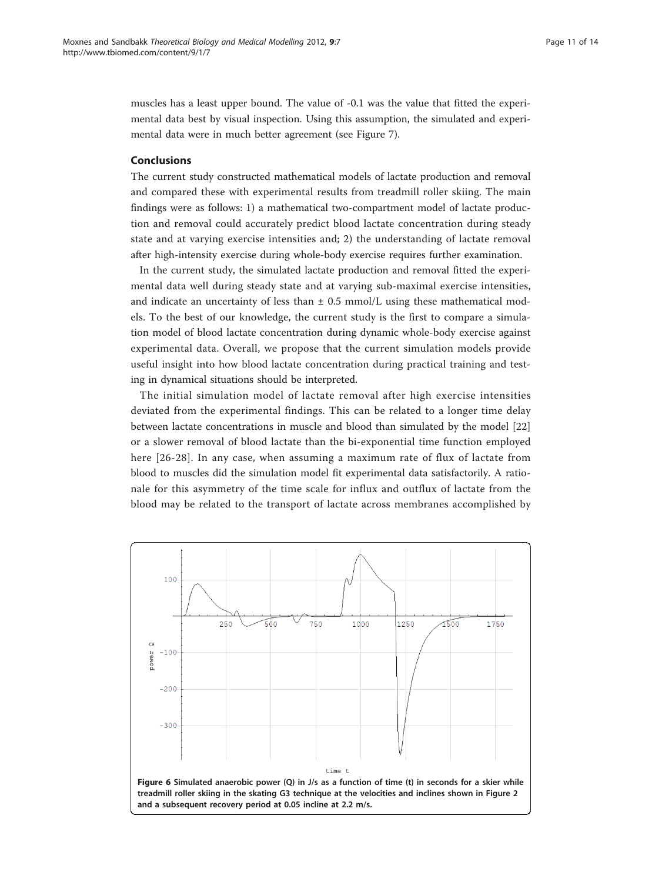muscles has a least upper bound. The value of -0.1 was the value that fitted the experimental data best by visual inspection. Using this assumption, the simulated and experimental data were in much better agreement (see Figure 7).

## Conclusions

The current study constructed mathematical models of lactate production and removal and compared these with experimental results from treadmill roller skiing. The main findings were as follows: 1) a mathematical two-compartment model of lactate production and removal could accurately predict blood lactate concentration during steady state and at varying exercise intensities and; 2) the understanding of lactate removal after high-intensity exercise during whole-body exercise requires further examination.

In the current study, the simulated lactate production and removal fitted the experimental data well during steady state and at varying sub-maximal exercise intensities, and indicate an uncertainty of less than ± 0.5 mmol/L using these mathematical models. To the best of our knowledge, the current study is the first to compare a simulation model of blood lactate concentration during dynamic whole-body exercise against experimental data. Overall, we propose that the current simulation models provide useful insight into how blood lactate concentration during practical training and testing in dynamical situations should be interpreted.

The initial simulation model of lactate removal after high exercise intensities deviated from the experimental findings. This can be related to a longer time delay between lactate concentrations in muscle and blood than simulated by the model [22] or a slower removal of blood lactate than the bi-exponential time function employed here [26-28]. In any case, when assuming a maximum rate of flux of lactate from blood to muscles did the simulation model fit experimental data satisfactorily. A rationale for this asymmetry of the time scale for influx and outflux of lactate from the blood may be related to the transport of lactate across membranes accomplished by

**Figure 6 Simulated anaerobic power (Q) in J/s as a function of time (t) in seconds for a skier while treadmill roller skiing in the skating G3 technique at the velocities and inclines shown in Figure 2 and a subsequent recovery period at 0.05 incline at 2.2 m/s.**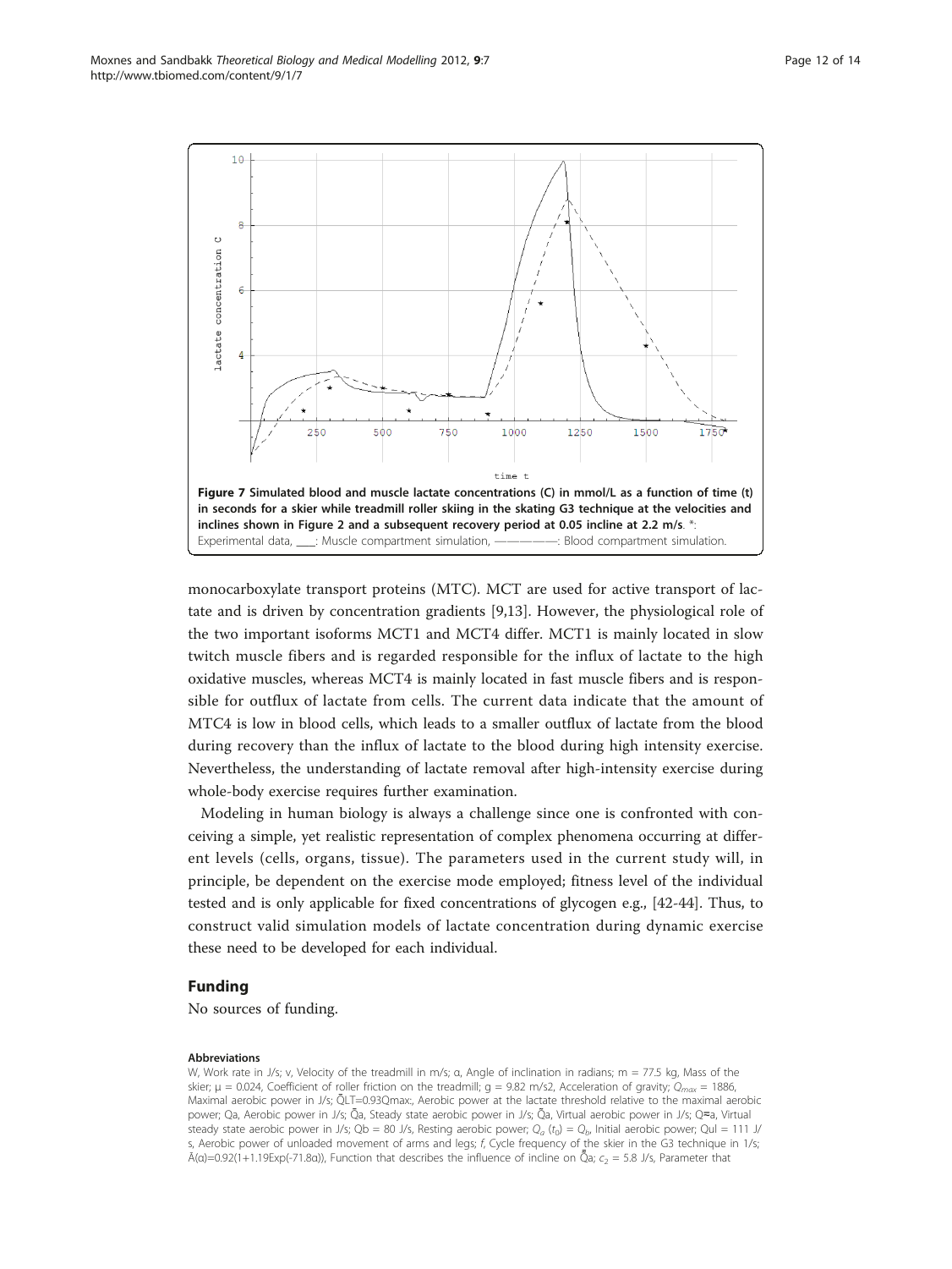**Figure 7 Simulated blood and muscle lactate concentrations (C) in mmol/L as a function of time (t) in seconds for a skier while treadmill roller skiing in the skating G3 technique at the velocities and inclines shown in Figure 2 and a subsequent recovery period at 0.05 incline at 2.2 m/s.** *: Experimental data, \_\_\_\_: Muscle compartment simulation, ————: Blood compartment simulation.

monocarboxylate transport proteins (MTC). MCT are used for active transport of lactate and is driven by concentration gradients [9,13]. However, the physiological role of the two important isoforms MCT1 and MCT4 differ. MCT1 is mainly located in slow twitch muscle fibers and is regarded responsible for the influx of lactate to the high oxidative muscles, whereas MCT4 is mainly located in fast muscle fibers and is responsible for outflux of lactate from cells. The current data indicate that the amount of MTC4 is low in blood cells, which leads to a smaller outflux of lactate from the blood during recovery than the influx of lactate to the blood during high intensity exercise. Nevertheless, the understanding of lactate removal after high-intensity exercise during whole-body exercise requires further examination.

Modeling in human biology is always a challenge since one is confronted with conceiving a simple, yet realistic representation of complex phenomena occurring at different levels (cells, organs, tissue). The parameters used in the current study will, in principle, be dependent on the exercise mode employed; fitness level of the individual tested and is only applicable for fixed concentrations of glycogen e.g., [42-44]. Thus, to construct valid simulation models of lactate concentration during dynamic exercise these need to be developed for each individual.

## Funding

No sources of funding.

#### Abbreviations

W, Work rate in J/s; v, Velocity of the treadmill in m/s; α, Angle of inclination in radians; m = 77.5 kg, Mass of the skier; μ = 0.024, Coefficient of roller friction on the treadmill; g = 9.82 m/s2, Acceleration of gravity; $Q_{max}$ = 1886, Maximal aerobic power in J/s; $\bar{Q}$LT=0.93Qmax:, Aerobic power at the lactate threshold relative to the maximal aerobic power; Qa, Aerobic power in J/s; $\bar{Q}$a, Steady state aerobic power in J/s; $\tilde{Q}$a, Virtual aerobic power in J/s; Q≈a, Virtual steady state aerobic power in J/s; Qb = 80 J/s, Resting aerobic power; $Q_a$ $(t_0)$ = $Q_b$, Initial aerobic power; Qul = 111 J/s, Aerobic power of unloaded movement of arms and legs; *f*, Cycle frequency of the skier in the G3 technique in 1/s; Ã(α)=0.92(1+1.19Exp(-71.8α)), Function that describes the influence of incline on $\bar{\tilde{Q}}$a; $c_2$ = 5.8 J/s, Parameter that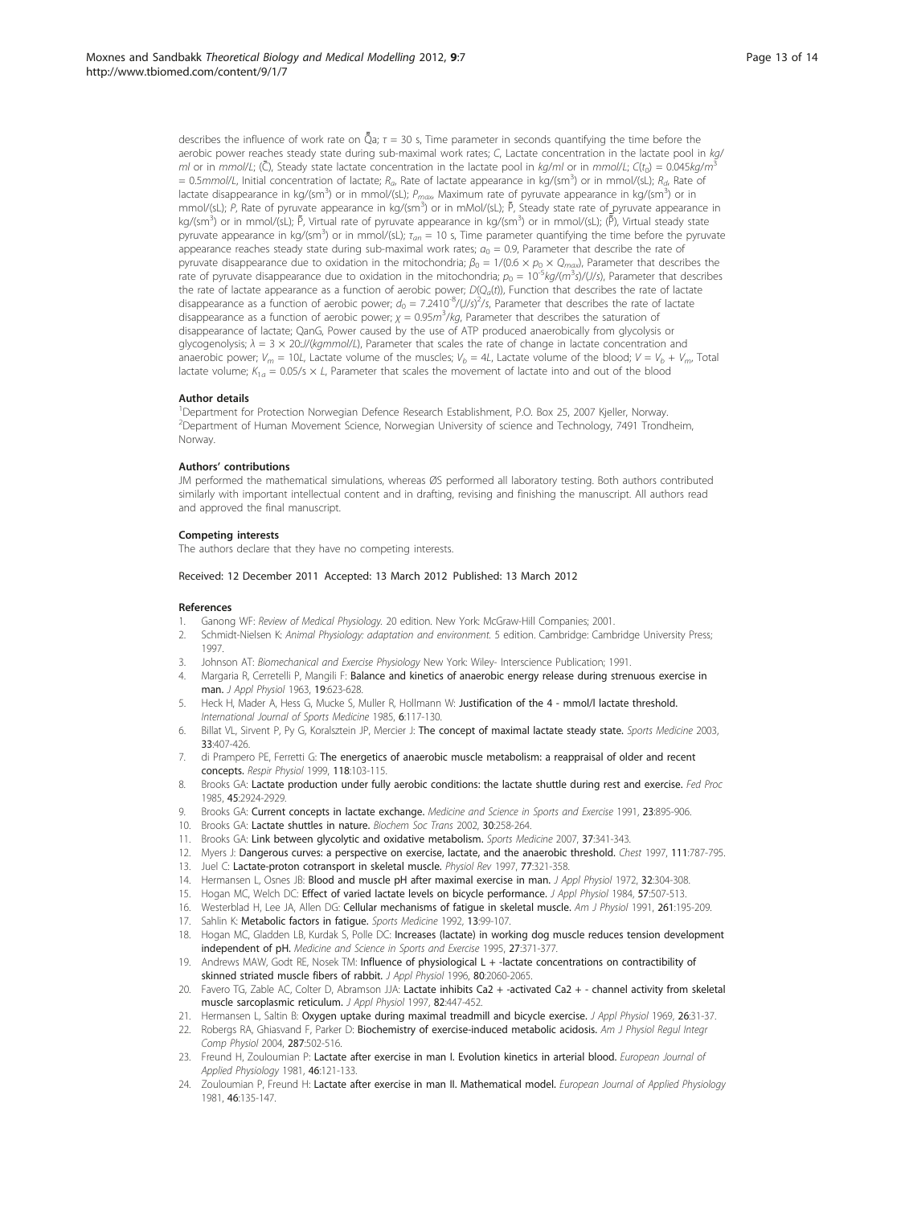describes the influence of work rate on $\bar{\bar{Q}}a$; $\tau$ = 30 s, Time parameter in seconds quantifying the time before the aerobic power reaches steady state during sub-maximal work rates; $C$, Lactate concentration in the lactate pool in *kg/ml* or in *mmol/L*; ($\bar{C}$), Steady state lactate concentration in the lactate pool in *kg/ml* or in *mmol/L*; $C(t_0) = 0.045 kg/m^3 = 0.5 mmol/L$, Initial concentration of lactate; $R_a$, Rate of lactate appearance in kg/(sm$^3$) or in mmol/(sL); $R_d$, Rate of lactate disappearance in kg/(sm$^3$) or in mmol/(sL); $P_{max}$, Maximum rate of pyruvate appearance in kg/(sm$^3$) or in mmol/(sL); $P$, Rate of pyruvate appearance in kg/(sm$^3$) or in mMol/(sL); $\bar{P}$, Steady state rate of pyruvate appearance in kg/(sm$^3$) or in mmol/(sL); $\tilde{P}$, Virtual rate of pyruvate appearance in kg/(sm$^3$) or in mmol/(sL); ($\bar{\tilde{P}}$), Virtual steady state pyruvate appearance in kg/(sm$^3$) or in mmol/(sL); $\tau_{an}$ = 10 s, Time parameter quantifying the time before the pyruvate appearance reaches steady state during sub-maximal work rates; $\alpha_0 = 0.9$, Parameter that describe the rate of pyruvate disappearance due to oxidation in the mitochondria; $\beta_0 = 1/(0.6 \times p_0 \times Q_{max})$, Parameter that describes the rate of pyruvate disappearance due to oxidation in the mitochondria; $p_0 = 10^{-5} kg/(m^3 s)/(J/s)$, Parameter that describes the rate of lactate appearance as a function of aerobic power; $D(Q_a(t))$, Function that describes the rate of lactate disappearance as a function of aerobic power; $d_0 = 7.2410^{-8}/(J/s)^2/s$, Parameter that describes the rate of lactate disappearance as a function of aerobic power; $\chi = 0.95 m^3/kg$, Parameter that describes the saturation of disappearance of lactate; QanG, Power caused by the use of ATP produced anaerobically from glycolysis or glycogenolysis; $\lambda = 3 \times 20{:}J/(kgmmol/L)$, Parameter that scales the rate of change in lactate concentration and anaerobic power; $V_m = 10L$, Lactate volume of the muscles; $V_b = 4L$, Lactate volume of the blood; $V = V_b + V_m$, Total lactate volume; $K_{1a} = 0.05/s \times L$, Parameter that scales the movement of lactate into and out of the blood

#### Author details

[1]Department for Protection Norwegian Defence Research Establishment, P.O. Box 25, 2007 Kjeller, Norway.
[2]Department of Human Movement Science, Norwegian University of science and Technology, 7491 Trondheim, Norway.

#### Authors' contributions

JM performed the mathematical simulations, whereas ØS performed all laboratory testing. Both authors contributed similarly with important intellectual content and in drafting, revising and finishing the manuscript. All authors read and approved the final manuscript.

#### Competing interests

The authors declare that they have no competing interests.

Received: 12 December 2011 Accepted: 13 March 2012 Published: 13 March 2012

#### References

1. Ganong WF: *Review of Medical Physiology.* 20 edition. New York: McGraw-Hill Companies; 2001.
2. Schmidt-Nielsen K: *Animal Physiology: adaptation and environment.* 5 edition. Cambridge: Cambridge University Press; 1997.
3. Johnson AT: *Biomechanical and Exercise Physiology* New York: Wiley- Interscience Publication; 1991.
4. Margaria R, Cerretelli P, Mangili F: **Balance and kinetics of anaerobic energy release during strenuous exercise in man.** *J Appl Physiol* 1963, **19**:623-628.
5. Heck H, Mader A, Hess G, Mucke S, Muller R, Hollmann W: **Justification of the 4 - mmol/l lactate threshold.** *International Journal of Sports Medicine* 1985, **6**:117-130.
6. Billat VL, Sirvent P, Py G, Koralsztein JP, Mercier J: **The concept of maximal lactate steady state.** *Sports Medicine* 2003, **33**:407-426.
7. di Prampero PE, Ferretti G: **The energetics of anaerobic muscle metabolism: a reappraisal of older and recent concepts.** *Respir Physiol* 1999, **118**:103-115.
8. Brooks GA: **Lactate production under fully aerobic conditions: the lactate shuttle during rest and exercise.** *Fed Proc* 1985, **45**:2924-2929.
9. Brooks GA: **Current concepts in lactate exchange.** *Medicine and Science in Sports and Exercise* 1991, **23**:895-906.
10. Brooks GA: **Lactate shuttles in nature.** *Biochem Soc Trans* 2002, **30**:258-264.
11. Brooks GA: **Link between glycolytic and oxidative metabolism.** *Sports Medicine* 2007, **37**:341-343.
12. Myers J: **Dangerous curves: a perspective on exercise, lactate, and the anaerobic threshold.** *Chest* 1997, **111**:787-795.
13. Juel C: **Lactate-proton cotransport in skeletal muscle.** *Physiol Rev* 1997, **77**:321-358.
14. Hermansen L, Osnes JB: **Blood and muscle pH after maximal exercise in man.** *J Appl Physiol* 1972, **32**:304-308.
15. Hogan MC, Welch DC: **Effect of varied lactate levels on bicycle performance.** *J Appl Physiol* 1984, **57**:507-513.
16. Westerblad H, Lee JA, Allen DG: **Cellular mechanisms of fatigue in skeletal muscle.** *Am J Physiol* 1991, **261**:195-209.
17. Sahlin K: **Metabolic factors in fatigue.** *Sports Medicine* 1992, **13**:99-107.
18. Hogan MC, Gladden LB, Kurdak S, Polle DC: **Increases (lactate) in working dog muscle reduces tension development independent of pH.** *Medicine and Science in Sports and Exercise* 1995, **27**:371-377.
19. Andrews MAW, Godt RE, Nosek TM: **Influence of physiological L + -lactate concentrations on contractibility of skinned striated muscle fibers of rabbit.** *J Appl Physiol* 1996, **80**:2060-2065.
20. Favero TG, Zable AC, Colter D, Abramson JJA: **Lactate inhibits Ca2 + -activated Ca2 + - channel activity from skeletal muscle sarcoplasmic reticulum.** *J Appl Physiol* 1997, **82**:447-452.
21. Hermansen L, Saltin B: **Oxygen uptake during maximal treadmill and bicycle exercise.** *J Appl Physiol* 1969, **26**:31-37.
22. Robergs RA, Ghiasvand F, Parker D: **Biochemistry of exercise-induced metabolic acidosis.** *Am J Physiol Regul Integr Comp Physiol* 2004, **287**:502-516.
23. Freund H, Zouloumian P: **Lactate after exercise in man I. Evolution kinetics in arterial blood.** *European Journal of Applied Physiology* 1981, **46**:121-133.
24. Zouloumian P, Freund H: **Lactate after exercise in man II. Mathematical model.** *European Journal of Applied Physiology* 1981, **46**:135-147.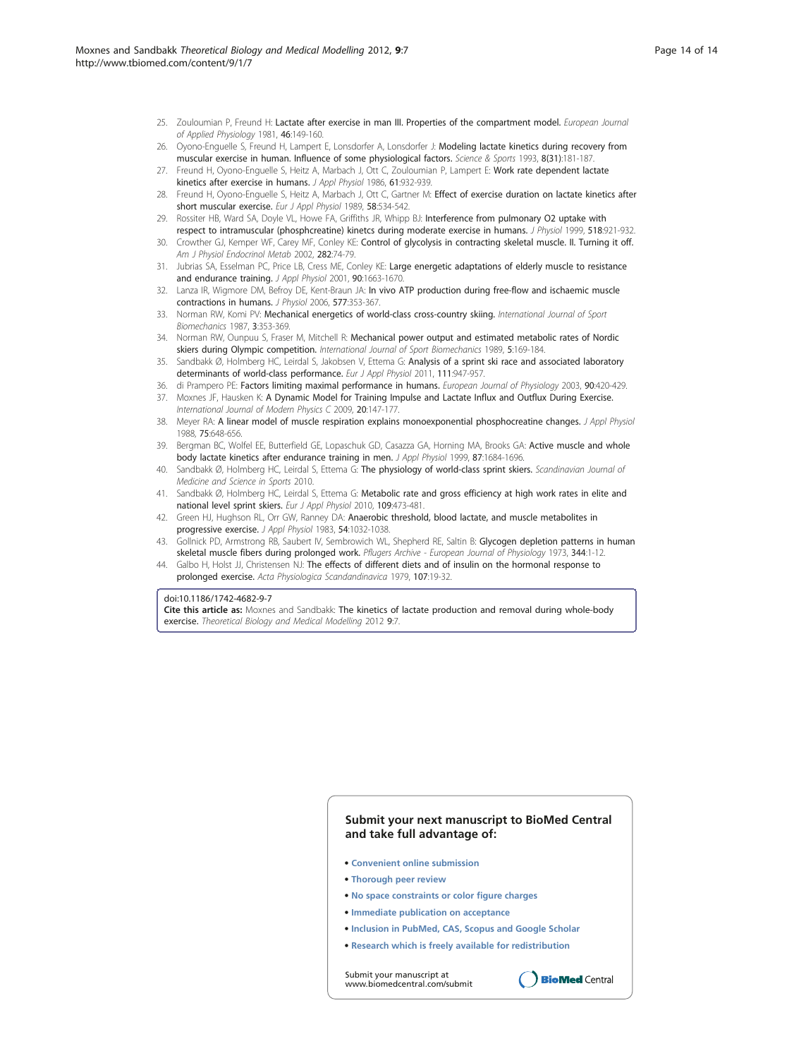25. Zouloumian P, Freund H: Lactate after exercise in man III. Properties of the compartment model. *European Journal of Applied Physiology* 1981, **46**:149-160.
26. Oyono-Enguelle S, Freund H, Lampert E, Lonsdorfer A, Lonsdorfer J: Modeling lactate kinetics during recovery from muscular exercise in human. Influence of some physiological factors. *Science & Sports* 1993, **8(31)**:181-187.
27. Freund H, Oyono-Enguelle S, Heitz A, Marbach J, Ott C, Zouloumian P, Lampert E: Work rate dependent lactate kinetics after exercise in humans. *J Appl Physiol* 1986, **61**:932-939.
28. Freund H, Oyono-Enguelle S, Heitz A, Marbach J, Ott C, Gartner M: Effect of exercise duration on lactate kinetics after short muscular exercise. *Eur J Appl Physiol* 1989, **58**:534-542.
29. Rossiter HB, Ward SA, Doyle VL, Howe FA, Griffiths JR, Whipp BJ: Interference from pulmonary O2 uptake with respect to intramuscular (phosphcreatine) kinetcs during moderate exercise in humans. *J Physiol* 1999, **518**:921-932.
30. Crowther GJ, Kemper WF, Carey MF, Conley KE: Control of glycolysis in contracting skeletal muscle. II. Turning it off. *Am J Physiol Endocrinol Metab* 2002, **282**:74-79.
31. Jubrias SA, Esselman PC, Price LB, Cress ME, Conley KE: Large energetic adaptations of elderly muscle to resistance and endurance training. *J Appl Physiol* 2001, **90**:1663-1670.
32. Lanza IR, Wigmore DM, Befroy DE, Kent-Braun JA: In vivo ATP production during free-flow and ischaemic muscle contractions in humans. *J Physiol* 2006, **577**:353-367.
33. Norman RW, Komi PV: Mechanical energetics of world-class cross-country skiing. *International Journal of Sport Biomechanics* 1987, **3**:353-369.
34. Norman RW, Ounpuu S, Fraser M, Mitchell R: Mechanical power output and estimated metabolic rates of Nordic skiers during Olympic competition. *International Journal of Sport Biomechanics* 1989, **5**:169-184.
35. Sandbakk Ø, Holmberg HC, Leirdal S, Jakobsen V, Ettema G: Analysis of a sprint ski race and associated laboratory determinants of world-class performance. *Eur J Appl Physiol* 2011, **111**:947-957.
36. di Prampero PE: Factors limiting maximal performance in humans. *European Journal of Physiology* 2003, **90**:420-429.
37. Moxnes JF, Hausken K: A Dynamic Model for Training Impulse and Lactate Influx and Outflux During Exercise. *International Journal of Modern Physics C* 2009, **20**:147-177.
38. Meyer RA: A linear model of muscle respiration explains monoexponential phosphocreatine changes. *J Appl Physiol* 1988, **75**:648-656.
39. Bergman BC, Wolfel EE, Butterfield GE, Lopaschuk GD, Casazza GA, Horning MA, Brooks GA: Active muscle and whole body lactate kinetics after endurance training in men. *J Appl Physiol* 1999, **87**:1684-1696.
40. Sandbakk Ø, Holmberg HC, Leirdal S, Ettema G: The physiology of world-class sprint skiers. *Scandinavian Journal of Medicine and Science in Sports* 2010.
41. Sandbakk Ø, Holmberg HC, Leirdal S, Ettema G: Metabolic rate and gross efficiency at high work rates in elite and national level sprint skiers. *Eur J Appl Physiol* 2010, **109**:473-481.
42. Green HJ, Hughson RL, Orr GW, Ranney DA: Anaerobic threshold, blood lactate, and muscle metabolites in progressive exercise. *J Appl Physiol* 1983, **54**:1032-1038.
43. Gollnick PD, Armstrong RB, Saubert IV, Sembrowich WL, Shepherd RE, Saltin B: Glycogen depletion patterns in human skeletal muscle fibers during prolonged work. *Pflugers Archive - European Journal of Physiology* 1973, **344**:1-12.
44. Galbo H, Holst JJ, Christensen NJ: The effects of different diets and of insulin on the hormonal response to prolonged exercise. *Acta Physiologica Scandandinavica* 1979, **107**:19-32.

doi:10.1186/1742-4682-9-7

**Cite this article as:** Moxnes and Sandbakk: The kinetics of lactate production and removal during whole-body exercise. *Theoretical Biology and Medical Modelling* 2012 **9**:7.